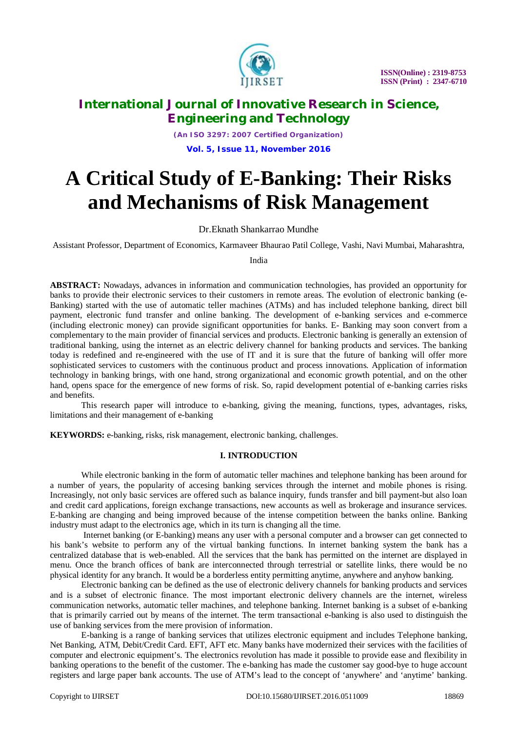# A Critical Study of E-Banking: Their Risks and Mechanisms of Risk Management

Dr.Eknath Shankarrao Mundhe

Assistant Professor, Department of Economics, Karmaveer Bhaurao Patil College, Vashi, Navi Mumbai, Maharashtra, India

**ABSTRACT:** Nowadays, advances in information and communication technologies, has provided an opportunity for banks to provide their electronic services to their customers in remote areas. The evolution of electronic banking (e-Banking) started with the use of automatic teller machines (ATMs) and has included telephone banking, direct bill payment, electronic fund transfer and online banking. The development of e-banking services and e-commerce (including electronic money) can provide significant opportunities for banks. E- Banking may soon convert from a complementary to the main provider of financial services and products. Electronic banking is generally an extension of traditional banking, using the internet as an electric delivery channel for banking products and services. The banking today is redefined and re-engineered with the use of IT and it is sure that the future of banking will offer more sophisticated services to customers with the continuous product and process innovations. Application of information technology in banking brings, with one hand, strong organizational and economic growth potential, and on the other hand, opens space for the emergence of new forms of risk. So, rapid development potential of e-banking carries risks and benefits.

This research paper will introduce to e-banking, giving the meaning, functions, types, advantages, risks, limitations and their management of e-banking

**KEYWORDS:** e-banking, risks, risk management, electronic banking, challenges.

## I. INTRODUCTION

While electronic banking in the form of automatic teller machines and telephone banking has been around for a number of years, the popularity of accesing banking services through the internet and mobile phones is rising. Increasingly, not only basic services are offered such as balance inquiry, funds transfer and bill payment-but also loan and credit card applications, foreign exchange transactions, new accounts as well as brokerage and insurance services. E-banking are changing and being improved because of the intense competition between the banks online. Banking industry must adapt to the electronics age, which in its turn is changing all the time.

Internet banking (or E-banking) means any user with a personal computer and a browser can get connected to his bank's website to perform any of the virtual banking functions. In internet banking system the bank has a centralized database that is web-enabled. All the services that the bank has permitted on the internet are displayed in menu. Once the branch offices of bank are interconnected through terrestrial or satellite links, there would be no physical identity for any branch. It would be a borderless entity permitting anytime, anywhere and anyhow banking.

Electronic banking can be defined as the use of electronic delivery channels for banking products and services and is a subset of electronic finance. The most important electronic delivery channels are the internet, wireless communication networks, automatic teller machines, and telephone banking. Internet banking is a subset of e-banking that is primarily carried out by means of the internet. The term transactional e-banking is also used to distinguish the use of banking services from the mere provision of information.

E-banking is a range of banking services that utilizes electronic equipment and includes Telephone banking, Net Banking, ATM, Debit/Credit Card. EFT, AFT etc. Many banks have modernized their services with the facilities of computer and electronic equipment's. The electronics revolution has made it possible to provide ease and flexibility in banking operations to the benefit of the customer. The e-banking has made the customer say good-bye to huge account registers and large paper bank accounts. The use of ATM's lead to the concept of 'anywhere' and 'anytime' banking.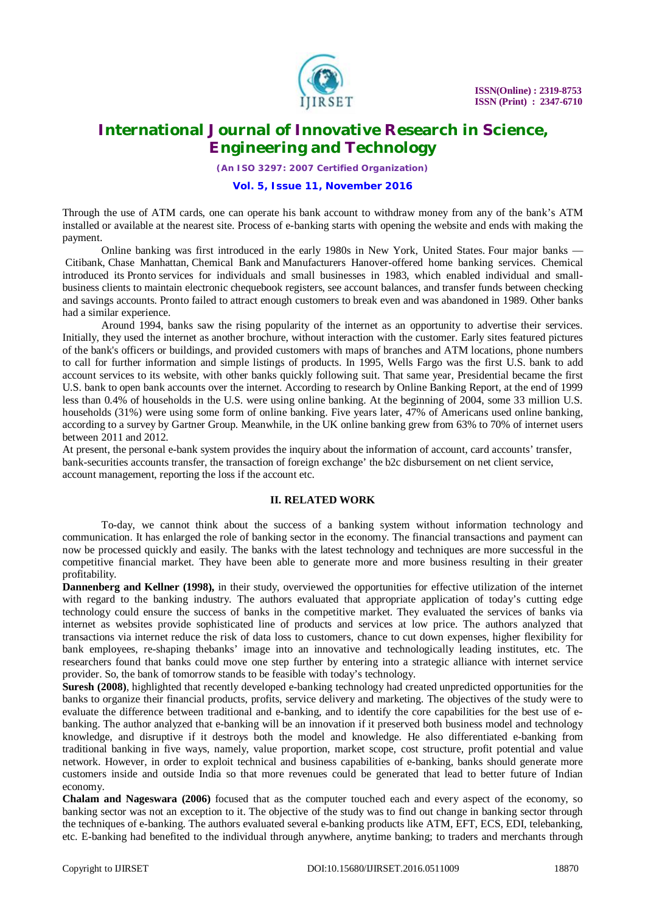Through the use of ATM cards, one can operate his bank account to withdraw money from any of the bank's ATM installed or available at the nearest site. Process of e-banking starts with opening the website and ends with making the payment.

Online banking was first introduced in the early 1980s in New York, United States. Four major banks — Citibank, Chase Manhattan, Chemical Bank and Manufacturers Hanover-offered home banking services. Chemical introduced its Pronto services for individuals and small businesses in 1983, which enabled individual and small-business clients to maintain electronic chequebook registers, see account balances, and transfer funds between checking and savings accounts. Pronto failed to attract enough customers to break even and was abandoned in 1989. Other banks had a similar experience.

Around 1994, banks saw the rising popularity of the internet as an opportunity to advertise their services. Initially, they used the internet as another brochure, without interaction with the customer. Early sites featured pictures of the bank's officers or buildings, and provided customers with maps of branches and ATM locations, phone numbers to call for further information and simple listings of products. In 1995, Wells Fargo was the first U.S. bank to add account services to its website, with other banks quickly following suit. That same year, Presidential became the first U.S. bank to open bank accounts over the internet. According to research by Online Banking Report, at the end of 1999 less than 0.4% of households in the U.S. were using online banking. At the beginning of 2004, some 33 million U.S. households (31%) were using some form of online banking. Five years later, 47% of Americans used online banking, according to a survey by Gartner Group. Meanwhile, in the UK online banking grew from 63% to 70% of internet users between 2011 and 2012.

At present, the personal e-bank system provides the inquiry about the information of account, card accounts' transfer, bank-securities accounts transfer, the transaction of foreign exchange' the b2c disbursement on net client service, account management, reporting the loss if the account etc.

## II. RELATED WORK

To-day, we cannot think about the success of a banking system without information technology and communication. It has enlarged the role of banking sector in the economy. The financial transactions and payment can now be processed quickly and easily. The banks with the latest technology and techniques are more successful in the competitive financial market. They have been able to generate more and more business resulting in their greater profitability.

**Dannenberg and Kellner (1998),** in their study, overviewed the opportunities for effective utilization of the internet with regard to the banking industry. The authors evaluated that appropriate application of today's cutting edge technology could ensure the success of banks in the competitive market. They evaluated the services of banks via internet as websites provide sophisticated line of products and services at low price. The authors analyzed that transactions via internet reduce the risk of data loss to customers, chance to cut down expenses, higher flexibility for bank employees, re-shaping thebanks' image into an innovative and technologically leading institutes, etc. The researchers found that banks could move one step further by entering into a strategic alliance with internet service provider. So, the bank of tomorrow stands to be feasible with today's technology.

**Suresh (2008)**, highlighted that recently developed e-banking technology had created unpredicted opportunities for the banks to organize their financial products, profits, service delivery and marketing. The objectives of the study were to evaluate the difference between traditional and e-banking, and to identify the core capabilities for the best use of e-banking. The author analyzed that e-banking will be an innovation if it preserved both business model and technology knowledge, and disruptive if it destroys both the model and knowledge. He also differentiated e-banking from traditional banking in five ways, namely, value proportion, market scope, cost structure, profit potential and value network. However, in order to exploit technical and business capabilities of e-banking, banks should generate more customers inside and outside India so that more revenues could be generated that lead to better future of Indian economy.

**Chalam and Nageswara (2006)** focused that as the computer touched each and every aspect of the economy, so banking sector was not an exception to it. The objective of the study was to find out change in banking sector through the techniques of e-banking. The authors evaluated several e-banking products like ATM, EFT, ECS, EDI, telebanking, etc. E-banking had benefited to the individual through anywhere, anytime banking; to traders and merchants through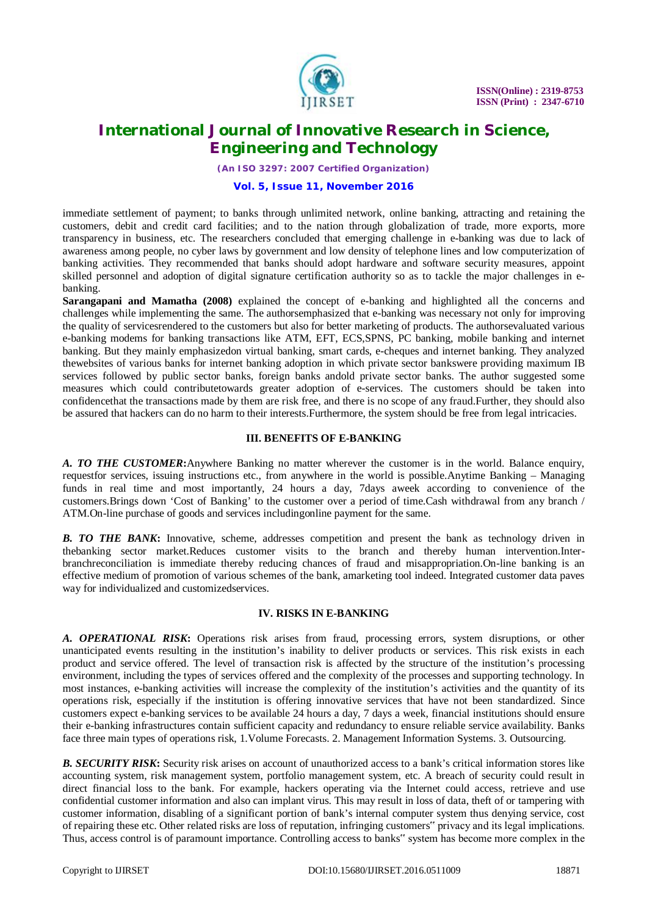immediate settlement of payment; to banks through unlimited network, online banking, attracting and retaining the customers, debit and credit card facilities; and to the nation through globalization of trade, more exports, more transparency in business, etc. The researchers concluded that emerging challenge in e-banking was due to lack of awareness among people, no cyber laws by government and low density of telephone lines and low computerization of banking activities. They recommended that banks should adopt hardware and software security measures, appoint skilled personnel and adoption of digital signature certification authority so as to tackle the major challenges in e-banking.

**Sarangapani and Mamatha (2008)** explained the concept of e-banking and highlighted all the concerns and challenges while implementing the same. The authorsemphasized that e-banking was necessary not only for improving the quality of servicesrendered to the customers but also for better marketing of products. The authorsevaluated various e-banking modems for banking transactions like ATM, EFT, ECS,SPNS, PC banking, mobile banking and internet banking. But they mainly emphasizedon virtual banking, smart cards, e-cheques and internet banking. They analyzed thewebsites of various banks for internet banking adoption in which private sector bankswere providing maximum IB services followed by public sector banks, foreign banks andold private sector banks. The author suggested some measures which could contributetowards greater adoption of e-services. The customers should be taken into confidencethat the transactions made by them are risk free, and there is no scope of any fraud.Further, they should also be assured that hackers can do no harm to their interests.Furthermore, the system should be free from legal intricacies.

## III. BENEFITS OF E-BANKING

***A. TO THE CUSTOMER*:**Anywhere Banking no matter wherever the customer is in the world. Balance enquiry, requestfor services, issuing instructions etc., from anywhere in the world is possible.Anytime Banking – Managing funds in real time and most importantly, 24 hours a day, 7days aweek according to convenience of the customers.Brings down 'Cost of Banking' to the customer over a period of time.Cash withdrawal from any branch / ATM.On-line purchase of goods and services includingonline payment for the same.

***B. TO THE BANK*:** Innovative, scheme, addresses competition and present the bank as technology driven in thebanking sector market.Reduces customer visits to the branch and thereby human intervention.Inter-branchreconciliation is immediate thereby reducing chances of fraud and misappropriation.On-line banking is an effective medium of promotion of various schemes of the bank, amarketing tool indeed. Integrated customer data paves way for individualized and customizedservices.

## IV. RISKS IN E-BANKING

***A. OPERATIONAL RISK*:** Operations risk arises from fraud, processing errors, system disruptions, or other unanticipated events resulting in the institution's inability to deliver products or services. This risk exists in each product and service offered. The level of transaction risk is affected by the structure of the institution's processing environment, including the types of services offered and the complexity of the processes and supporting technology. In most instances, e-banking activities will increase the complexity of the institution's activities and the quantity of its operations risk, especially if the institution is offering innovative services that have not been standardized. Since customers expect e-banking services to be available 24 hours a day, 7 days a week, financial institutions should ensure their e-banking infrastructures contain sufficient capacity and redundancy to ensure reliable service availability. Banks face three main types of operations risk, 1.Volume Forecasts. 2. Management Information Systems. 3. Outsourcing.

***B. SECURITY RISK*:** Security risk arises on account of unauthorized access to a bank's critical information stores like accounting system, risk management system, portfolio management system, etc. A breach of security could result in direct financial loss to the bank. For example, hackers operating via the Internet could access, retrieve and use confidential customer information and also can implant virus. This may result in loss of data, theft of or tampering with customer information, disabling of a significant portion of bank's internal computer system thus denying service, cost of repairing these etc. Other related risks are loss of reputation, infringing customers" privacy and its legal implications. Thus, access control is of paramount importance. Controlling access to banks" system has become more complex in the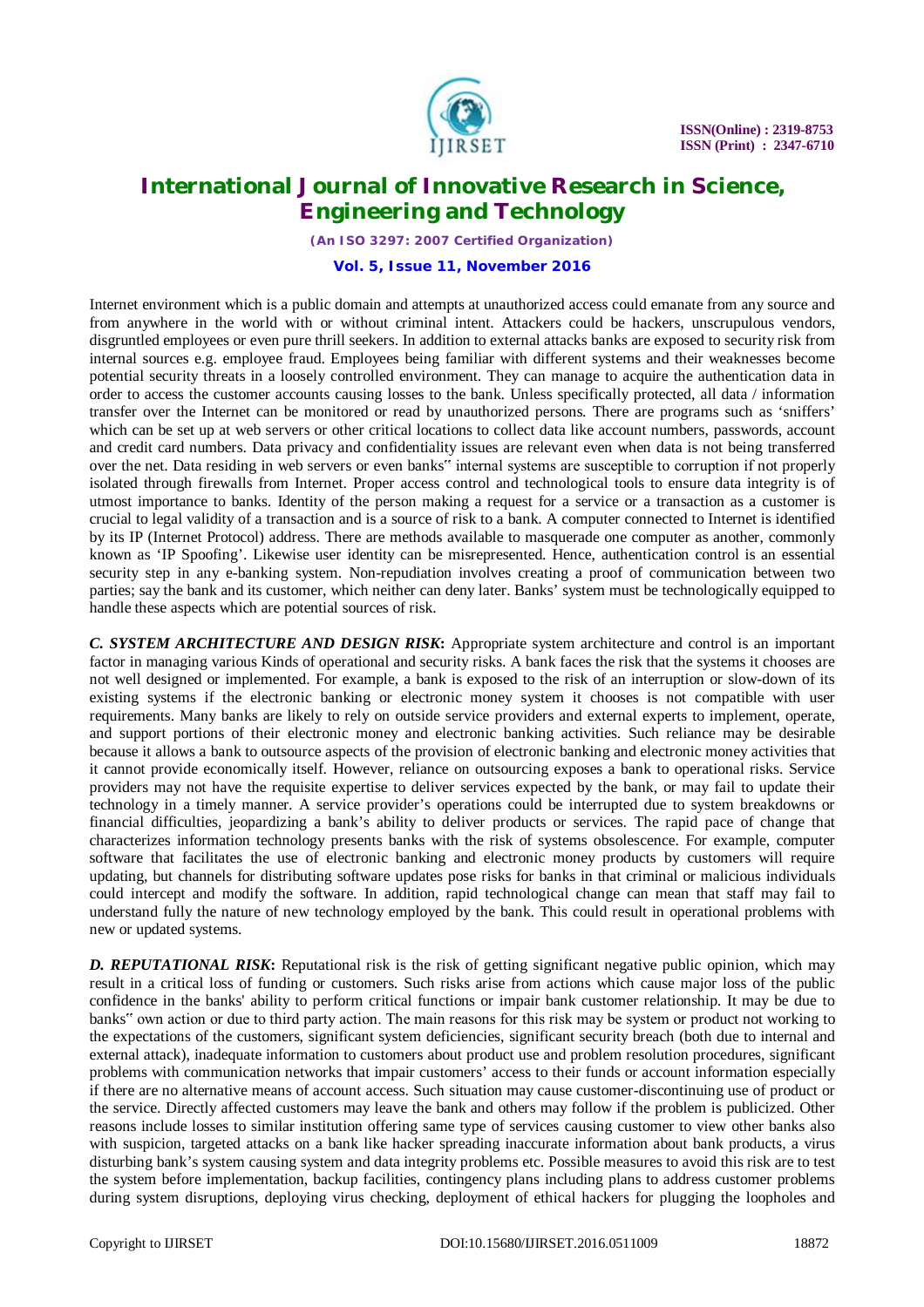Internet environment which is a public domain and attempts at unauthorized access could emanate from any source and from anywhere in the world with or without criminal intent. Attackers could be hackers, unscrupulous vendors, disgruntled employees or even pure thrill seekers. In addition to external attacks banks are exposed to security risk from internal sources e.g. employee fraud. Employees being familiar with different systems and their weaknesses become potential security threats in a loosely controlled environment. They can manage to acquire the authentication data in order to access the customer accounts causing losses to the bank. Unless specifically protected, all data / information transfer over the Internet can be monitored or read by unauthorized persons. There are programs such as 'sniffers' which can be set up at web servers or other critical locations to collect data like account numbers, passwords, account and credit card numbers. Data privacy and confidentiality issues are relevant even when data is not being transferred over the net. Data residing in web servers or even banks" internal systems are susceptible to corruption if not properly isolated through firewalls from Internet. Proper access control and technological tools to ensure data integrity is of utmost importance to banks. Identity of the person making a request for a service or a transaction as a customer is crucial to legal validity of a transaction and is a source of risk to a bank. A computer connected to Internet is identified by its IP (Internet Protocol) address. There are methods available to masquerade one computer as another, commonly known as 'IP Spoofing'. Likewise user identity can be misrepresented. Hence, authentication control is an essential security step in any e-banking system. Non-repudiation involves creating a proof of communication between two parties; say the bank and its customer, which neither can deny later. Banks' system must be technologically equipped to handle these aspects which are potential sources of risk.

***C. SYSTEM ARCHITECTURE AND DESIGN RISK*:** Appropriate system architecture and control is an important factor in managing various Kinds of operational and security risks. A bank faces the risk that the systems it chooses are not well designed or implemented. For example, a bank is exposed to the risk of an interruption or slow-down of its existing systems if the electronic banking or electronic money system it chooses is not compatible with user requirements. Many banks are likely to rely on outside service providers and external experts to implement, operate, and support portions of their electronic money and electronic banking activities. Such reliance may be desirable because it allows a bank to outsource aspects of the provision of electronic banking and electronic money activities that it cannot provide economically itself. However, reliance on outsourcing exposes a bank to operational risks. Service providers may not have the requisite expertise to deliver services expected by the bank, or may fail to update their technology in a timely manner. A service provider's operations could be interrupted due to system breakdowns or financial difficulties, jeopardizing a bank's ability to deliver products or services. The rapid pace of change that characterizes information technology presents banks with the risk of systems obsolescence. For example, computer software that facilitates the use of electronic banking and electronic money products by customers will require updating, but channels for distributing software updates pose risks for banks in that criminal or malicious individuals could intercept and modify the software. In addition, rapid technological change can mean that staff may fail to understand fully the nature of new technology employed by the bank. This could result in operational problems with new or updated systems.

***D. REPUTATIONAL RISK*:** Reputational risk is the risk of getting significant negative public opinion, which may result in a critical loss of funding or customers. Such risks arise from actions which cause major loss of the public confidence in the banks' ability to perform critical functions or impair bank customer relationship. It may be due to banks" own action or due to third party action. The main reasons for this risk may be system or product not working to the expectations of the customers, significant system deficiencies, significant security breach (both due to internal and external attack), inadequate information to customers about product use and problem resolution procedures, significant problems with communication networks that impair customers' access to their funds or account information especially if there are no alternative means of account access. Such situation may cause customer-discontinuing use of product or the service. Directly affected customers may leave the bank and others may follow if the problem is publicized. Other reasons include losses to similar institution offering same type of services causing customer to view other banks also with suspicion, targeted attacks on a bank like hacker spreading inaccurate information about bank products, a virus disturbing bank's system causing system and data integrity problems etc. Possible measures to avoid this risk are to test the system before implementation, backup facilities, contingency plans including plans to address customer problems during system disruptions, deploying virus checking, deployment of ethical hackers for plugging the loopholes and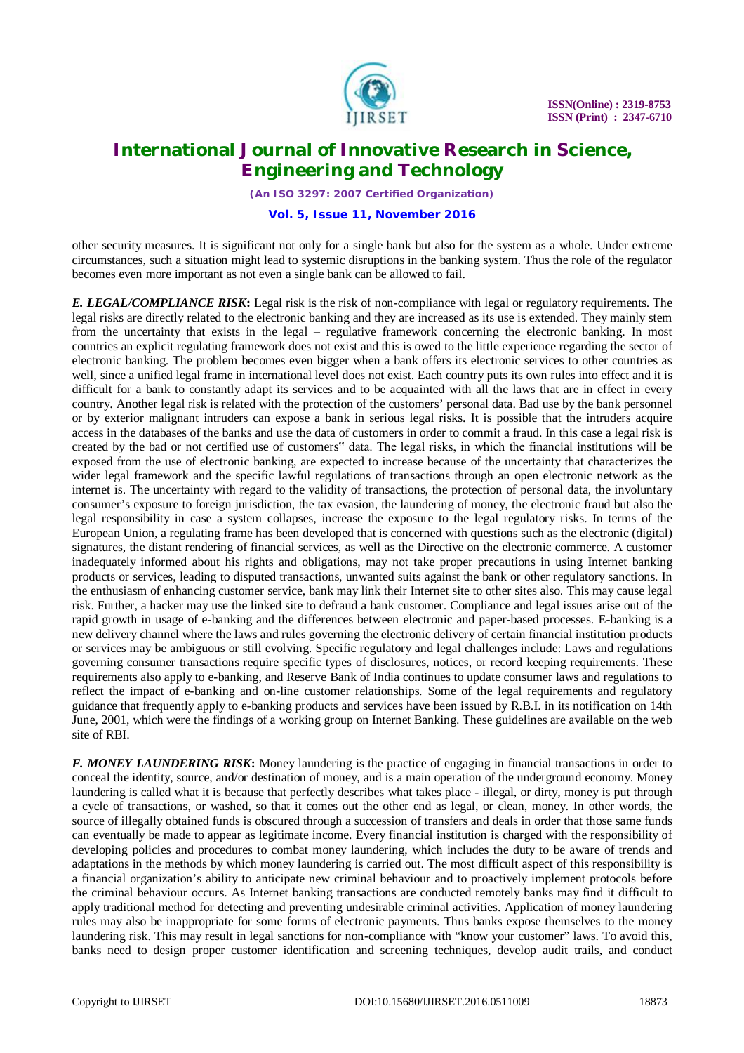other security measures. It is significant not only for a single bank but also for the system as a whole. Under extreme circumstances, such a situation might lead to systemic disruptions in the banking system. Thus the role of the regulator becomes even more important as not even a single bank can be allowed to fail.

***E. LEGAL/COMPLIANCE RISK*:** Legal risk is the risk of non-compliance with legal or regulatory requirements. The legal risks are directly related to the electronic banking and they are increased as its use is extended. They mainly stem from the uncertainty that exists in the legal – regulative framework concerning the electronic banking. In most countries an explicit regulating framework does not exist and this is owed to the little experience regarding the sector of electronic banking. The problem becomes even bigger when a bank offers its electronic services to other countries as well, since a unified legal frame in international level does not exist. Each country puts its own rules into effect and it is difficult for a bank to constantly adapt its services and to be acquainted with all the laws that are in effect in every country. Another legal risk is related with the protection of the customers' personal data. Bad use by the bank personnel or by exterior malignant intruders can expose a bank in serious legal risks. It is possible that the intruders acquire access in the databases of the banks and use the data of customers in order to commit a fraud. In this case a legal risk is created by the bad or not certified use of customers" data. The legal risks, in which the financial institutions will be exposed from the use of electronic banking, are expected to increase because of the uncertainty that characterizes the wider legal framework and the specific lawful regulations of transactions through an open electronic network as the internet is. The uncertainty with regard to the validity of transactions, the protection of personal data, the involuntary consumer's exposure to foreign jurisdiction, the tax evasion, the laundering of money, the electronic fraud but also the legal responsibility in case a system collapses, increase the exposure to the legal regulatory risks. In terms of the European Union, a regulating frame has been developed that is concerned with questions such as the electronic (digital) signatures, the distant rendering of financial services, as well as the Directive on the electronic commerce. A customer inadequately informed about his rights and obligations, may not take proper precautions in using Internet banking products or services, leading to disputed transactions, unwanted suits against the bank or other regulatory sanctions. In the enthusiasm of enhancing customer service, bank may link their Internet site to other sites also. This may cause legal risk. Further, a hacker may use the linked site to defraud a bank customer. Compliance and legal issues arise out of the rapid growth in usage of e-banking and the differences between electronic and paper-based processes. E-banking is a new delivery channel where the laws and rules governing the electronic delivery of certain financial institution products or services may be ambiguous or still evolving. Specific regulatory and legal challenges include: Laws and regulations governing consumer transactions require specific types of disclosures, notices, or record keeping requirements. These requirements also apply to e-banking, and Reserve Bank of India continues to update consumer laws and regulations to reflect the impact of e-banking and on-line customer relationships. Some of the legal requirements and regulatory guidance that frequently apply to e-banking products and services have been issued by R.B.I. in its notification on 14th June, 2001, which were the findings of a working group on Internet Banking. These guidelines are available on the web site of RBI.

***F. MONEY LAUNDERING RISK*:** Money laundering is the practice of engaging in financial transactions in order to conceal the identity, source, and/or destination of money, and is a main operation of the underground economy. Money laundering is called what it is because that perfectly describes what takes place - illegal, or dirty, money is put through a cycle of transactions, or washed, so that it comes out the other end as legal, or clean, money. In other words, the source of illegally obtained funds is obscured through a succession of transfers and deals in order that those same funds can eventually be made to appear as legitimate income. Every financial institution is charged with the responsibility of developing policies and procedures to combat money laundering, which includes the duty to be aware of trends and adaptations in the methods by which money laundering is carried out. The most difficult aspect of this responsibility is a financial organization's ability to anticipate new criminal behaviour and to proactively implement protocols before the criminal behaviour occurs. As Internet banking transactions are conducted remotely banks may find it difficult to apply traditional method for detecting and preventing undesirable criminal activities. Application of money laundering rules may also be inappropriate for some forms of electronic payments. Thus banks expose themselves to the money laundering risk. This may result in legal sanctions for non-compliance with "know your customer" laws. To avoid this, banks need to design proper customer identification and screening techniques, develop audit trails, and conduct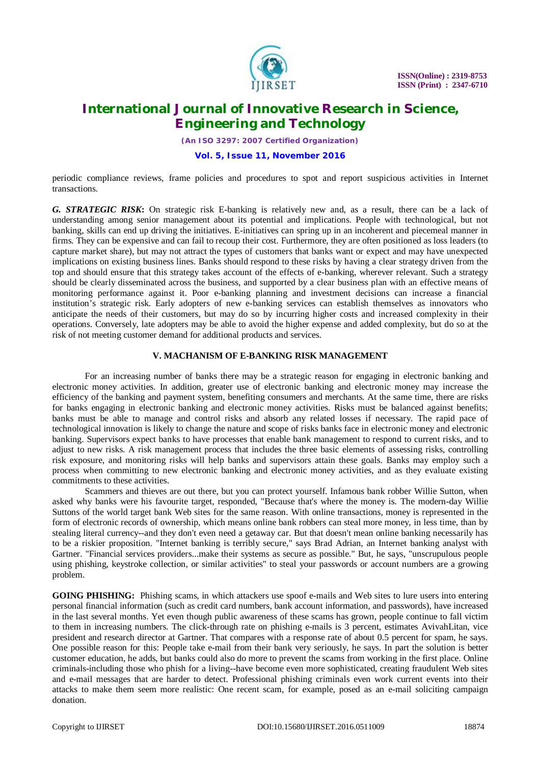periodic compliance reviews, frame policies and procedures to spot and report suspicious activities in Internet transactions.

***G. STRATEGIC RISK*:** On strategic risk E-banking is relatively new and, as a result, there can be a lack of understanding among senior management about its potential and implications. People with technological, but not banking, skills can end up driving the initiatives. E-initiatives can spring up in an incoherent and piecemeal manner in firms. They can be expensive and can fail to recoup their cost. Furthermore, they are often positioned as loss leaders (to capture market share), but may not attract the types of customers that banks want or expect and may have unexpected implications on existing business lines. Banks should respond to these risks by having a clear strategy driven from the top and should ensure that this strategy takes account of the effects of e-banking, wherever relevant. Such a strategy should be clearly disseminated across the business, and supported by a clear business plan with an effective means of monitoring performance against it. Poor e-banking planning and investment decisions can increase a financial institution's strategic risk. Early adopters of new e-banking services can establish themselves as innovators who anticipate the needs of their customers, but may do so by incurring higher costs and increased complexity in their operations. Conversely, late adopters may be able to avoid the higher expense and added complexity, but do so at the risk of not meeting customer demand for additional products and services.

## V. MACHANISM OF E-BANKING RISK MANAGEMENT

For an increasing number of banks there may be a strategic reason for engaging in electronic banking and electronic money activities. In addition, greater use of electronic banking and electronic money may increase the efficiency of the banking and payment system, benefiting consumers and merchants. At the same time, there are risks for banks engaging in electronic banking and electronic money activities. Risks must be balanced against benefits; banks must be able to manage and control risks and absorb any related losses if necessary. The rapid pace of technological innovation is likely to change the nature and scope of risks banks face in electronic money and electronic banking. Supervisors expect banks to have processes that enable bank management to respond to current risks, and to adjust to new risks. A risk management process that includes the three basic elements of assessing risks, controlling risk exposure, and monitoring risks will help banks and supervisors attain these goals. Banks may employ such a process when committing to new electronic banking and electronic money activities, and as they evaluate existing commitments to these activities.

Scammers and thieves are out there, but you can protect yourself. Infamous bank robber Willie Sutton, when asked why banks were his favourite target, responded, "Because that's where the money is. The modern-day Willie Suttons of the world target bank Web sites for the same reason. With online transactions, money is represented in the form of electronic records of ownership, which means online bank robbers can steal more money, in less time, than by stealing literal currency--and they don't even need a getaway car. But that doesn't mean online banking necessarily has to be a riskier proposition. "Internet banking is terribly secure," says Brad Adrian, an Internet banking analyst with Gartner. "Financial services providers...make their systems as secure as possible." But, he says, "unscrupulous people using phishing, keystroke collection, or similar activities" to steal your passwords or account numbers are a growing problem.

**GOING PHISHING:** Phishing scams, in which attackers use spoof e-mails and Web sites to lure users into entering personal financial information (such as credit card numbers, bank account information, and passwords), have increased in the last several months. Yet even though public awareness of these scams has grown, people continue to fall victim to them in increasing numbers. The click-through rate on phishing e-mails is 3 percent, estimates AvivahLitan, vice president and research director at Gartner. That compares with a response rate of about 0.5 percent for spam, he says. One possible reason for this: People take e-mail from their bank very seriously, he says. In part the solution is better customer education, he adds, but banks could also do more to prevent the scams from working in the first place. Online criminals-including those who phish for a living--have become even more sophisticated, creating fraudulent Web sites and e-mail messages that are harder to detect. Professional phishing criminals even work current events into their attacks to make them seem more realistic: One recent scam, for example, posed as an e-mail soliciting campaign donation.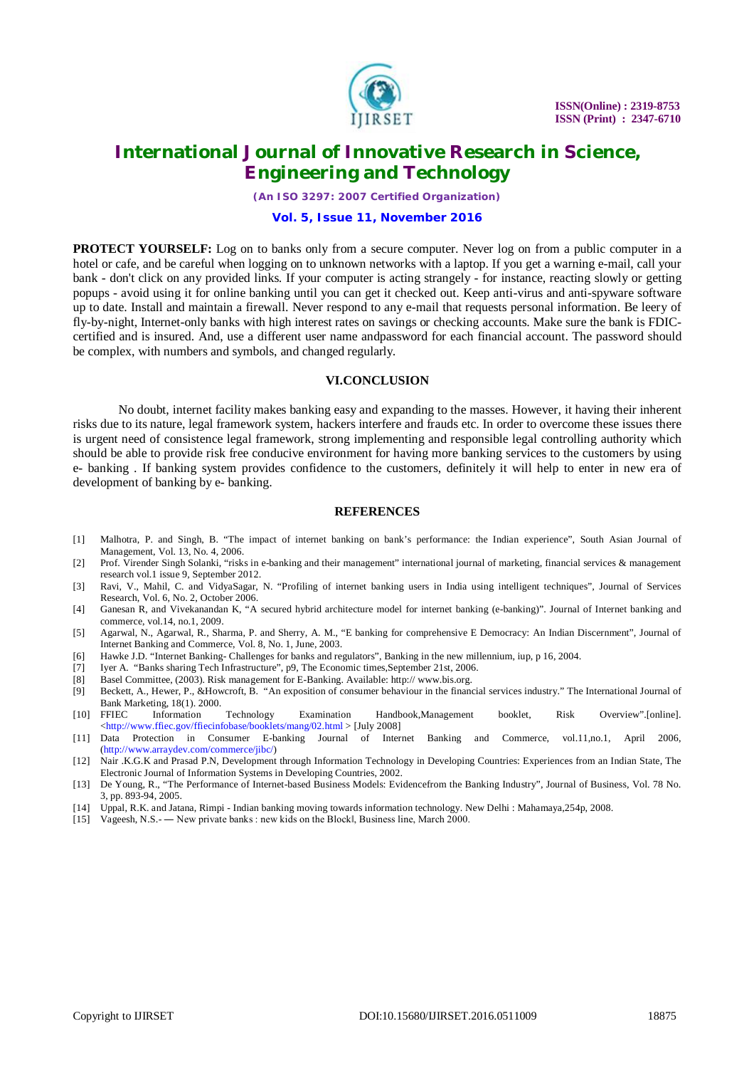**PROTECT YOURSELF:** Log on to banks only from a secure computer. Never log on from a public computer in a hotel or cafe, and be careful when logging on to unknown networks with a laptop. If you get a warning e-mail, call your bank - don't click on any provided links. If your computer is acting strangely - for instance, reacting slowly or getting popups - avoid using it for online banking until you can get it checked out. Keep anti-virus and anti-spyware software up to date. Install and maintain a firewall. Never respond to any e-mail that requests personal information. Be leery of fly-by-night, Internet-only banks with high interest rates on savings or checking accounts. Make sure the bank is FDIC-certified and is insured. And, use a different user name andpassword for each financial account. The password should be complex, with numbers and symbols, and changed regularly.

## VI.CONCLUSION

No doubt, internet facility makes banking easy and expanding to the masses. However, it having their inherent risks due to its nature, legal framework system, hackers interfere and frauds etc. In order to overcome these issues there is urgent need of consistence legal framework, strong implementing and responsible legal controlling authority which should be able to provide risk free conducive environment for having more banking services to the customers by using e- banking . If banking system provides confidence to the customers, definitely it will help to enter in new era of development of banking by e- banking.

## REFERENCES

[1] Malhotra, P. and Singh, B. "The impact of internet banking on bank's performance: the Indian experience", South Asian Journal of Management, Vol. 13, No. 4, 2006.

[2] Prof. Virender Singh Solanki, "risks in e-banking and their management" international journal of marketing, financial services & management research vol.1 issue 9, September 2012.

[3] Ravi, V., Mahil, C. and VidyaSagar, N. "Profiling of internet banking users in India using intelligent techniques", Journal of Services Research, Vol. 6, No. 2, October 2006.

[4] Ganesan R, and Vivekanandan K, "A secured hybrid architecture model for internet banking (e-banking)". Journal of Internet banking and commerce, vol.14, no.1, 2009.

[5] Agarwal, N., Agarwal, R., Sharma, P. and Sherry, A. M., "E banking for comprehensive E Democracy: An Indian Discernment", Journal of Internet Banking and Commerce, Vol. 8, No. 1, June, 2003.

[6] Hawke J.D. "Internet Banking- Challenges for banks and regulators", Banking in the new millennium, iup, p 16, 2004.

[7] Iyer A. "Banks sharing Tech Infrastructure", p9, The Economic times,September 21st, 2006.

[8] Basel Committee, (2003). Risk management for E-Banking. Available: http:// www.bis.org.

[9] Beckett, A., Hewer, P., &Howcroft, B. "An exposition of consumer behaviour in the financial services industry." The International Journal of Bank Marketing, 18(1). 2000.

[10] FFIEC Information Technology Examination Handbook,Management booklet, Risk Overview".[online]. <http://www.ffiec.gov/ffiecinfobase/booklets/mang/02.html > [July 2008]

[11] Data Protection in Consumer E-banking Journal of Internet Banking and Commerce, vol.11,no.1, April 2006, (http://www.arraydev.com/commerce/jibc/)

[12] Nair .K.G.K and Prasad P.N, Development through Information Technology in Developing Countries: Experiences from an Indian State, The Electronic Journal of Information Systems in Developing Countries, 2002.

[13] De Young, R., "The Performance of Internet-based Business Models: Evidencefrom the Banking Industry", Journal of Business, Vol. 78 No. 3, pp. 893-94, 2005.

[14] Uppal, R.K. and Jatana, Rimpi - Indian banking moving towards information technology. New Delhi : Mahamaya,254p, 2008.

[15] Vageesh, N.S.- ― New private banks : new kids on the Block‖, Business line, March 2000.